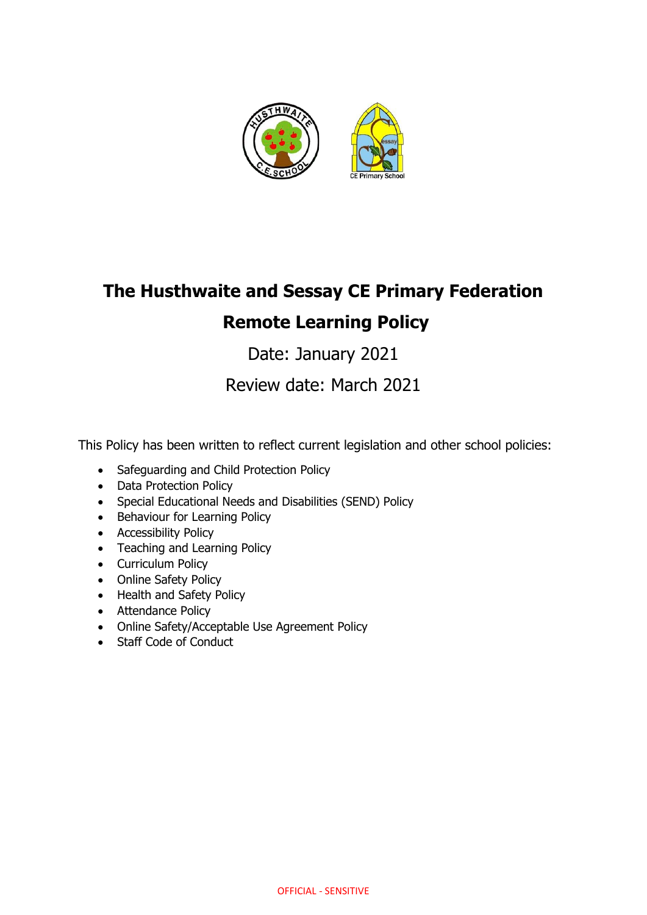# The Husthwaite and Sessay CE Primary Federation

## Remote Learning Policy

Date: January 2021

Review date: March 2021

This Policy has been written to reflect current legislation and other school policies:

- Safeguarding and Child Protection Policy
- Data Protection Policy
- Special Educational Needs and Disabilities (SEND) Policy
- Behaviour for Learning Policy
- Accessibility Policy
- Teaching and Learning Policy
- Curriculum Policy
- Online Safety Policy
- Health and Safety Policy
- Attendance Policy
- Online Safety/Acceptable Use Agreement Policy
- Staff Code of Conduct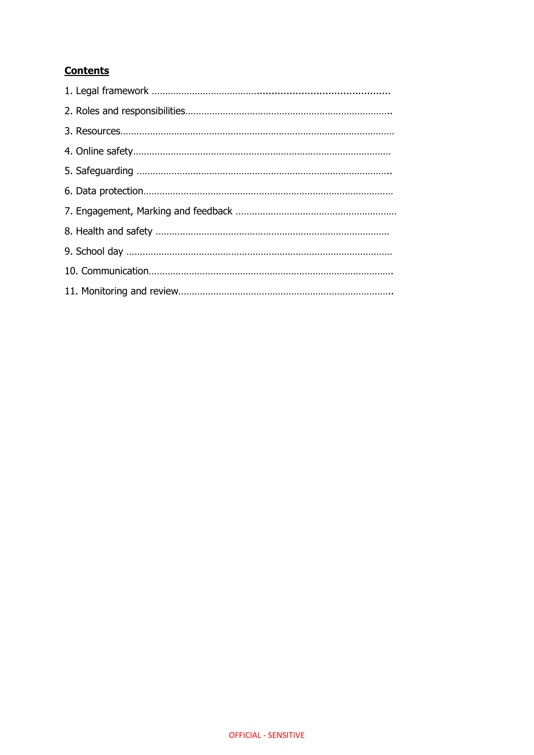**Contents**

1. Legal framework
2. Roles and responsibilities
3. Resources
4. Online safety
5. Safeguarding
6. Data protection
7. Engagement, Marking and feedback
8. Health and safety
9. School day
10. Communication
11. Monitoring and review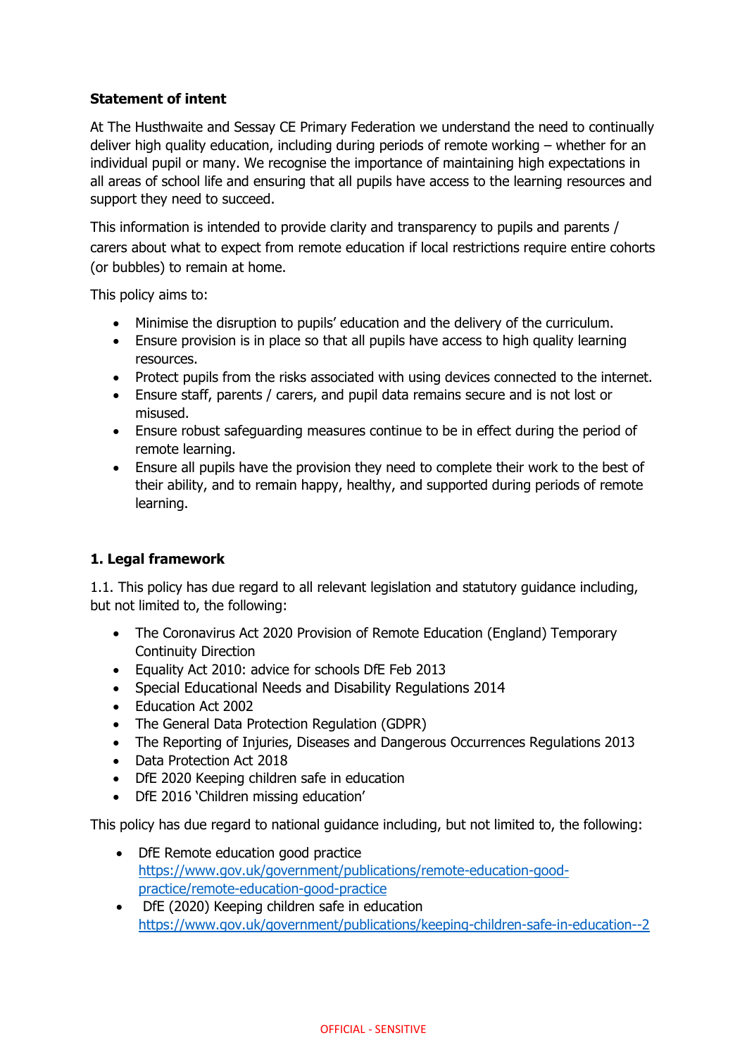**Statement of intent**

At The Husthwaite and Sessay CE Primary Federation we understand the need to continually deliver high quality education, including during periods of remote working – whether for an individual pupil or many. We recognise the importance of maintaining high expectations in all areas of school life and ensuring that all pupils have access to the learning resources and support they need to succeed.

This information is intended to provide clarity and transparency to pupils and parents / carers about what to expect from remote education if local restrictions require entire cohorts (or bubbles) to remain at home.

This policy aims to:

- Minimise the disruption to pupils' education and the delivery of the curriculum.
- Ensure provision is in place so that all pupils have access to high quality learning resources.
- Protect pupils from the risks associated with using devices connected to the internet.
- Ensure staff, parents / carers, and pupil data remains secure and is not lost or misused.
- Ensure robust safeguarding measures continue to be in effect during the period of remote learning.
- Ensure all pupils have the provision they need to complete their work to the best of their ability, and to remain happy, healthy, and supported during periods of remote learning.

**1. Legal framework**

1.1. This policy has due regard to all relevant legislation and statutory guidance including, but not limited to, the following:

- The Coronavirus Act 2020 Provision of Remote Education (England) Temporary Continuity Direction
- Equality Act 2010: advice for schools DfE Feb 2013
- Special Educational Needs and Disability Regulations 2014
- Education Act 2002
- The General Data Protection Regulation (GDPR)
- The Reporting of Injuries, Diseases and Dangerous Occurrences Regulations 2013
- Data Protection Act 2018
- DfE 2020 Keeping children safe in education
- DfE 2016 'Children missing education'

This policy has due regard to national guidance including, but not limited to, the following:

- DfE Remote education good practice https://www.gov.uk/government/publications/remote-education-good-practice/remote-education-good-practice
- DfE (2020) Keeping children safe in education https://www.gov.uk/government/publications/keeping-children-safe-in-education--2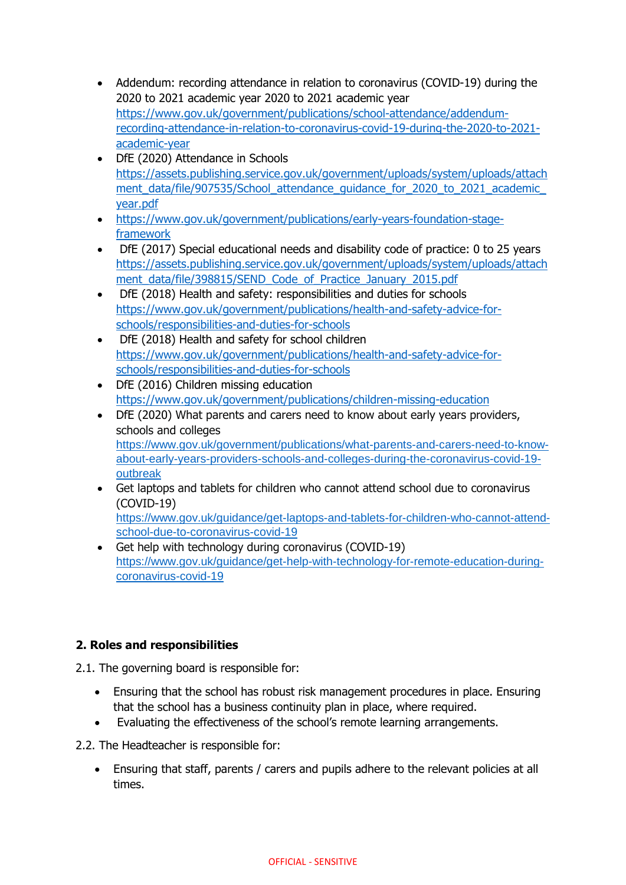- Addendum: recording attendance in relation to coronavirus (COVID-19) during the 2020 to 2021 academic year 2020 to 2021 academic year https://www.gov.uk/government/publications/school-attendance/addendum-recording-attendance-in-relation-to-coronavirus-covid-19-during-the-2020-to-2021-academic-year
- DfE (2020) Attendance in Schools https://assets.publishing.service.gov.uk/government/uploads/system/uploads/attachment_data/file/907535/School_attendance_guidance_for_2020_to_2021_academic_year.pdf
- https://www.gov.uk/government/publications/early-years-foundation-stage-framework
- DfE (2017) Special educational needs and disability code of practice: 0 to 25 years https://assets.publishing.service.gov.uk/government/uploads/system/uploads/attachment_data/file/398815/SEND_Code_of_Practice_January_2015.pdf
- DfE (2018) Health and safety: responsibilities and duties for schools https://www.gov.uk/government/publications/health-and-safety-advice-for-schools/responsibilities-and-duties-for-schools
- DfE (2018) Health and safety for school children https://www.gov.uk/government/publications/health-and-safety-advice-for-schools/responsibilities-and-duties-for-schools
- DfE (2016) Children missing education https://www.gov.uk/government/publications/children-missing-education
- DfE (2020) What parents and carers need to know about early years providers, schools and colleges https://www.gov.uk/government/publications/what-parents-and-carers-need-to-know-about-early-years-providers-schools-and-colleges-during-the-coronavirus-covid-19-outbreak
- Get laptops and tablets for children who cannot attend school due to coronavirus (COVID-19) https://www.gov.uk/guidance/get-laptops-and-tablets-for-children-who-cannot-attend-school-due-to-coronavirus-covid-19
- Get help with technology during coronavirus (COVID-19) https://www.gov.uk/guidance/get-help-with-technology-for-remote-education-during-coronavirus-covid-19

**2. Roles and responsibilities**

2.1. The governing board is responsible for:

- Ensuring that the school has robust risk management procedures in place. Ensuring that the school has a business continuity plan in place, where required.
- Evaluating the effectiveness of the school's remote learning arrangements.

2.2. The Headteacher is responsible for:

- Ensuring that staff, parents / carers and pupils adhere to the relevant policies at all times.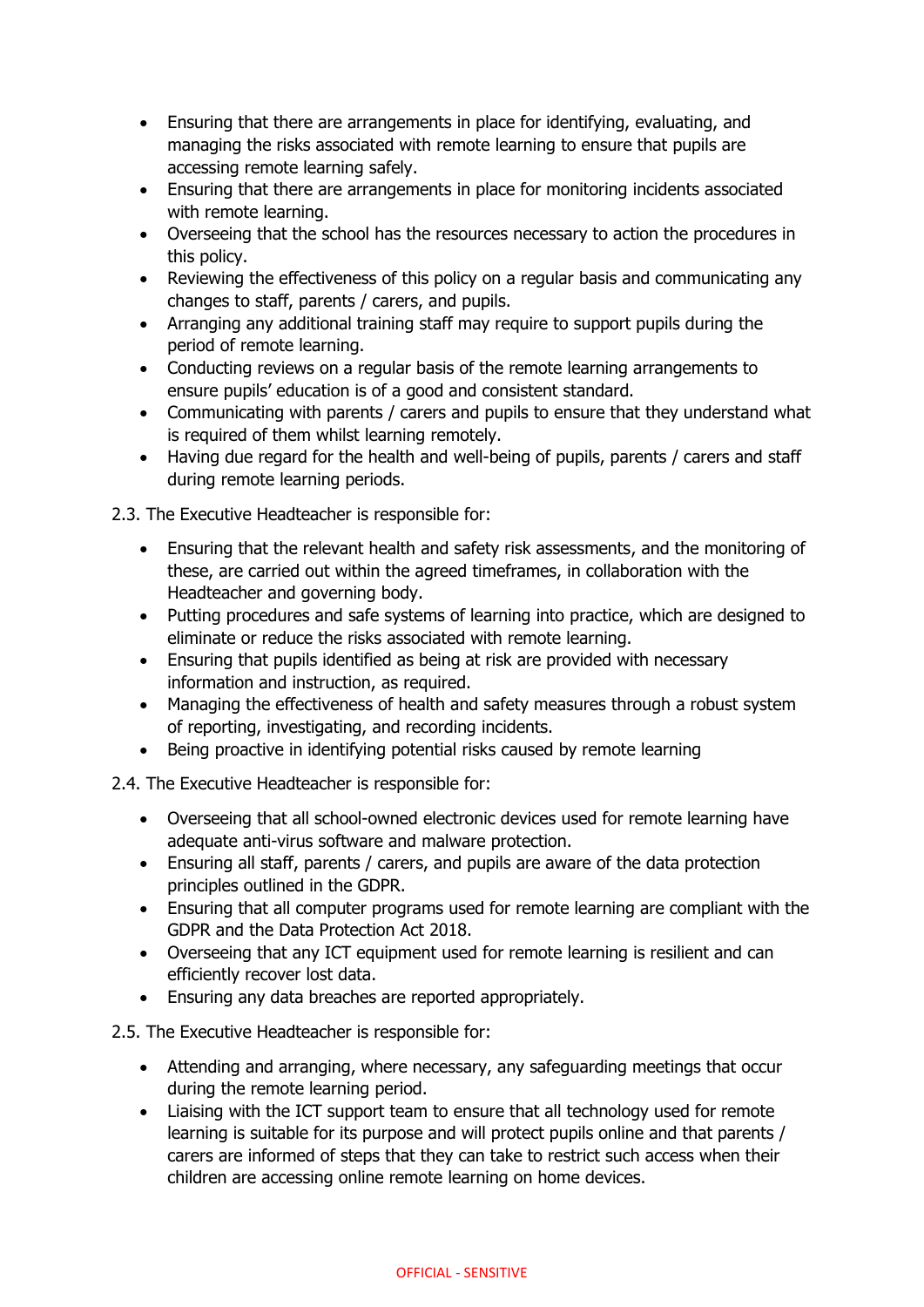- Ensuring that there are arrangements in place for identifying, evaluating, and managing the risks associated with remote learning to ensure that pupils are accessing remote learning safely.
- Ensuring that there are arrangements in place for monitoring incidents associated with remote learning.
- Overseeing that the school has the resources necessary to action the procedures in this policy.
- Reviewing the effectiveness of this policy on a regular basis and communicating any changes to staff, parents / carers, and pupils.
- Arranging any additional training staff may require to support pupils during the period of remote learning.
- Conducting reviews on a regular basis of the remote learning arrangements to ensure pupils' education is of a good and consistent standard.
- Communicating with parents / carers and pupils to ensure that they understand what is required of them whilst learning remotely.
- Having due regard for the health and well-being of pupils, parents / carers and staff during remote learning periods.

2.3. The Executive Headteacher is responsible for:

- Ensuring that the relevant health and safety risk assessments, and the monitoring of these, are carried out within the agreed timeframes, in collaboration with the Headteacher and governing body.
- Putting procedures and safe systems of learning into practice, which are designed to eliminate or reduce the risks associated with remote learning.
- Ensuring that pupils identified as being at risk are provided with necessary information and instruction, as required.
- Managing the effectiveness of health and safety measures through a robust system of reporting, investigating, and recording incidents.
- Being proactive in identifying potential risks caused by remote learning

2.4. The Executive Headteacher is responsible for:

- Overseeing that all school-owned electronic devices used for remote learning have adequate anti-virus software and malware protection.
- Ensuring all staff, parents / carers, and pupils are aware of the data protection principles outlined in the GDPR.
- Ensuring that all computer programs used for remote learning are compliant with the GDPR and the Data Protection Act 2018.
- Overseeing that any ICT equipment used for remote learning is resilient and can efficiently recover lost data.
- Ensuring any data breaches are reported appropriately.

2.5. The Executive Headteacher is responsible for:

- Attending and arranging, where necessary, any safeguarding meetings that occur during the remote learning period.
- Liaising with the ICT support team to ensure that all technology used for remote learning is suitable for its purpose and will protect pupils online and that parents / carers are informed of steps that they can take to restrict such access when their children are accessing online remote learning on home devices.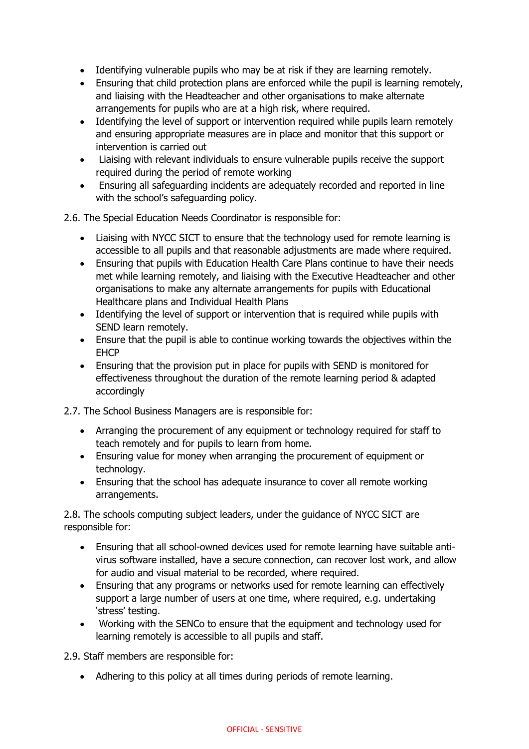- Identifying vulnerable pupils who may be at risk if they are learning remotely.
- Ensuring that child protection plans are enforced while the pupil is learning remotely, and liaising with the Headteacher and other organisations to make alternate arrangements for pupils who are at a high risk, where required.
- Identifying the level of support or intervention required while pupils learn remotely and ensuring appropriate measures are in place and monitor that this support or intervention is carried out
- Liaising with relevant individuals to ensure vulnerable pupils receive the support required during the period of remote working
- Ensuring all safeguarding incidents are adequately recorded and reported in line with the school's safeguarding policy.

2.6. The Special Education Needs Coordinator is responsible for:

- Liaising with NYCC SICT to ensure that the technology used for remote learning is accessible to all pupils and that reasonable adjustments are made where required.
- Ensuring that pupils with Education Health Care Plans continue to have their needs met while learning remotely, and liaising with the Executive Headteacher and other organisations to make any alternate arrangements for pupils with Educational Healthcare plans and Individual Health Plans
- Identifying the level of support or intervention that is required while pupils with SEND learn remotely.
- Ensure that the pupil is able to continue working towards the objectives within the EHCP
- Ensuring that the provision put in place for pupils with SEND is monitored for effectiveness throughout the duration of the remote learning period & adapted accordingly

2.7. The School Business Managers are is responsible for:

- Arranging the procurement of any equipment or technology required for staff to teach remotely and for pupils to learn from home.
- Ensuring value for money when arranging the procurement of equipment or technology.
- Ensuring that the school has adequate insurance to cover all remote working arrangements.

2.8. The schools computing subject leaders, under the guidance of NYCC SICT are responsible for:

- Ensuring that all school-owned devices used for remote learning have suitable anti-virus software installed, have a secure connection, can recover lost work, and allow for audio and visual material to be recorded, where required.
- Ensuring that any programs or networks used for remote learning can effectively support a large number of users at one time, where required, e.g. undertaking 'stress' testing.
- Working with the SENCo to ensure that the equipment and technology used for learning remotely is accessible to all pupils and staff.

2.9. Staff members are responsible for:

- Adhering to this policy at all times during periods of remote learning.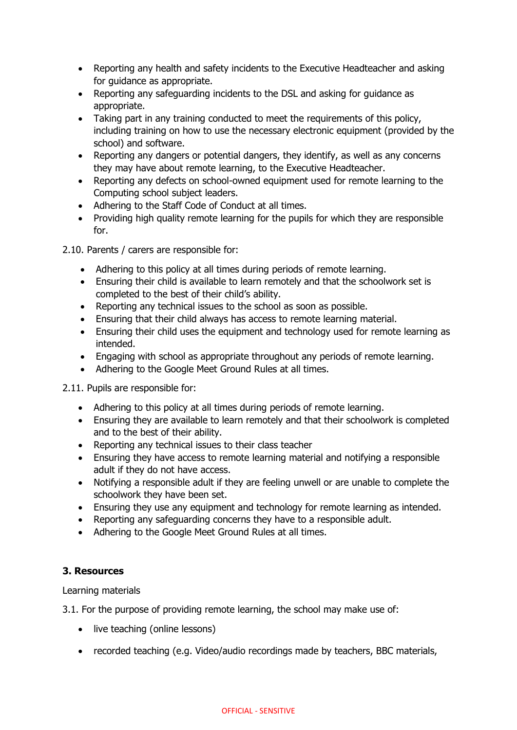- Reporting any health and safety incidents to the Executive Headteacher and asking for guidance as appropriate.
- Reporting any safeguarding incidents to the DSL and asking for guidance as appropriate.
- Taking part in any training conducted to meet the requirements of this policy, including training on how to use the necessary electronic equipment (provided by the school) and software.
- Reporting any dangers or potential dangers, they identify, as well as any concerns they may have about remote learning, to the Executive Headteacher.
- Reporting any defects on school-owned equipment used for remote learning to the Computing school subject leaders.
- Adhering to the Staff Code of Conduct at all times.
- Providing high quality remote learning for the pupils for which they are responsible for.

2.10. Parents / carers are responsible for:

- Adhering to this policy at all times during periods of remote learning.
- Ensuring their child is available to learn remotely and that the schoolwork set is completed to the best of their child's ability.
- Reporting any technical issues to the school as soon as possible.
- Ensuring that their child always has access to remote learning material.
- Ensuring their child uses the equipment and technology used for remote learning as intended.
- Engaging with school as appropriate throughout any periods of remote learning.
- Adhering to the Google Meet Ground Rules at all times.

2.11. Pupils are responsible for:

- Adhering to this policy at all times during periods of remote learning.
- Ensuring they are available to learn remotely and that their schoolwork is completed and to the best of their ability.
- Reporting any technical issues to their class teacher
- Ensuring they have access to remote learning material and notifying a responsible adult if they do not have access.
- Notifying a responsible adult if they are feeling unwell or are unable to complete the schoolwork they have been set.
- Ensuring they use any equipment and technology for remote learning as intended.
- Reporting any safeguarding concerns they have to a responsible adult.
- Adhering to the Google Meet Ground Rules at all times.

**3. Resources**

Learning materials

3.1. For the purpose of providing remote learning, the school may make use of:

- live teaching (online lessons)
- recorded teaching (e.g. Video/audio recordings made by teachers, BBC materials,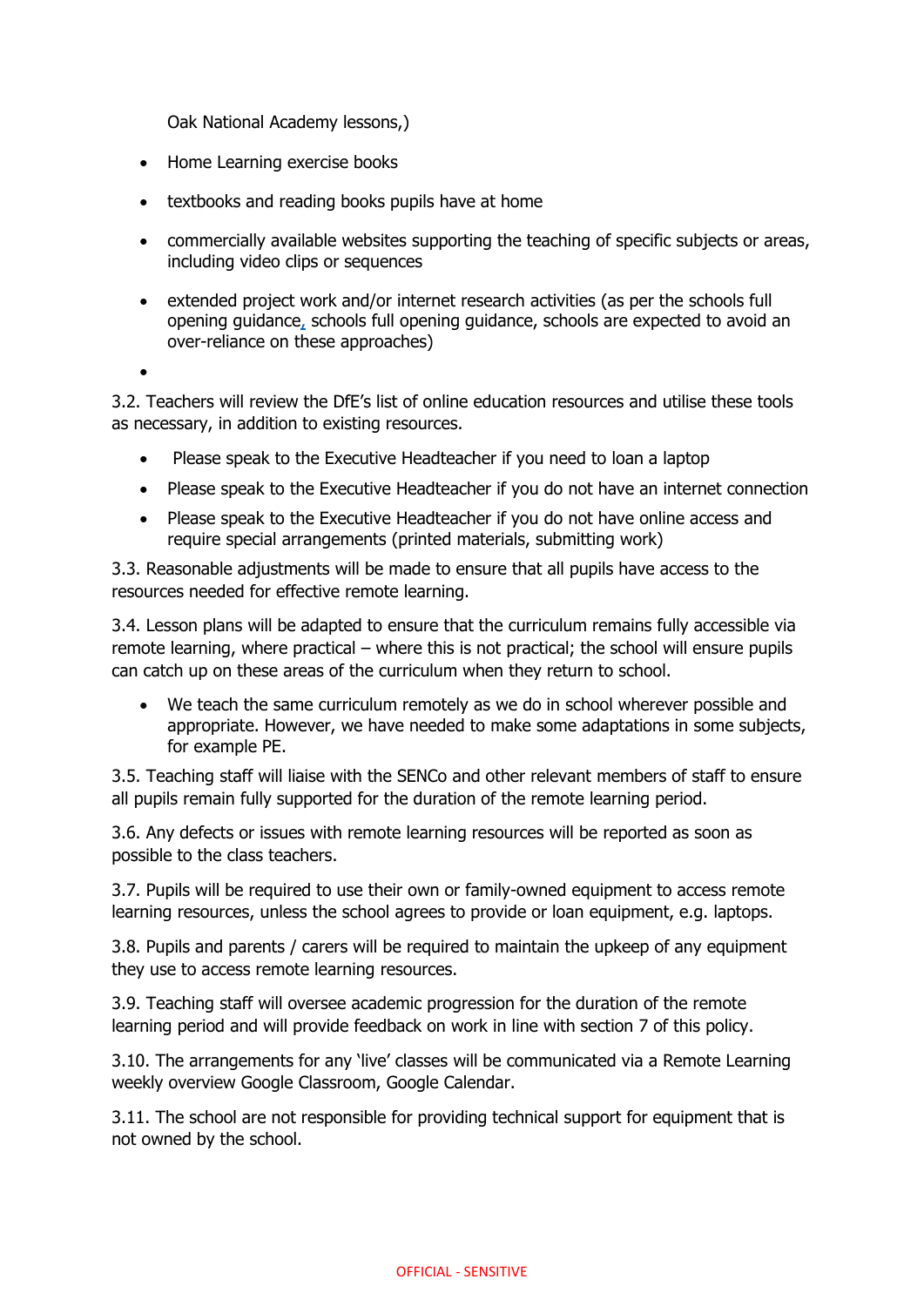Oak National Academy lessons,)

- Home Learning exercise books
- textbooks and reading books pupils have at home
- commercially available websites supporting the teaching of specific subjects or areas, including video clips or sequences
- extended project work and/or internet research activities (as per the schools full opening guidance, schools full opening guidance, schools are expected to avoid an over-reliance on these approaches)
- 

3.2. Teachers will review the DfE's list of online education resources and utilise these tools as necessary, in addition to existing resources.

- Please speak to the Executive Headteacher if you need to loan a laptop
- Please speak to the Executive Headteacher if you do not have an internet connection
- Please speak to the Executive Headteacher if you do not have online access and require special arrangements (printed materials, submitting work)

3.3. Reasonable adjustments will be made to ensure that all pupils have access to the resources needed for effective remote learning.

3.4. Lesson plans will be adapted to ensure that the curriculum remains fully accessible via remote learning, where practical – where this is not practical; the school will ensure pupils can catch up on these areas of the curriculum when they return to school.

- We teach the same curriculum remotely as we do in school wherever possible and appropriate. However, we have needed to make some adaptations in some subjects, for example PE.

3.5. Teaching staff will liaise with the SENCo and other relevant members of staff to ensure all pupils remain fully supported for the duration of the remote learning period.

3.6. Any defects or issues with remote learning resources will be reported as soon as possible to the class teachers.

3.7. Pupils will be required to use their own or family-owned equipment to access remote learning resources, unless the school agrees to provide or loan equipment, e.g. laptops.

3.8. Pupils and parents / carers will be required to maintain the upkeep of any equipment they use to access remote learning resources.

3.9. Teaching staff will oversee academic progression for the duration of the remote learning period and will provide feedback on work in line with section 7 of this policy.

3.10. The arrangements for any 'live' classes will be communicated via a Remote Learning weekly overview Google Classroom, Google Calendar.

3.11. The school are not responsible for providing technical support for equipment that is not owned by the school.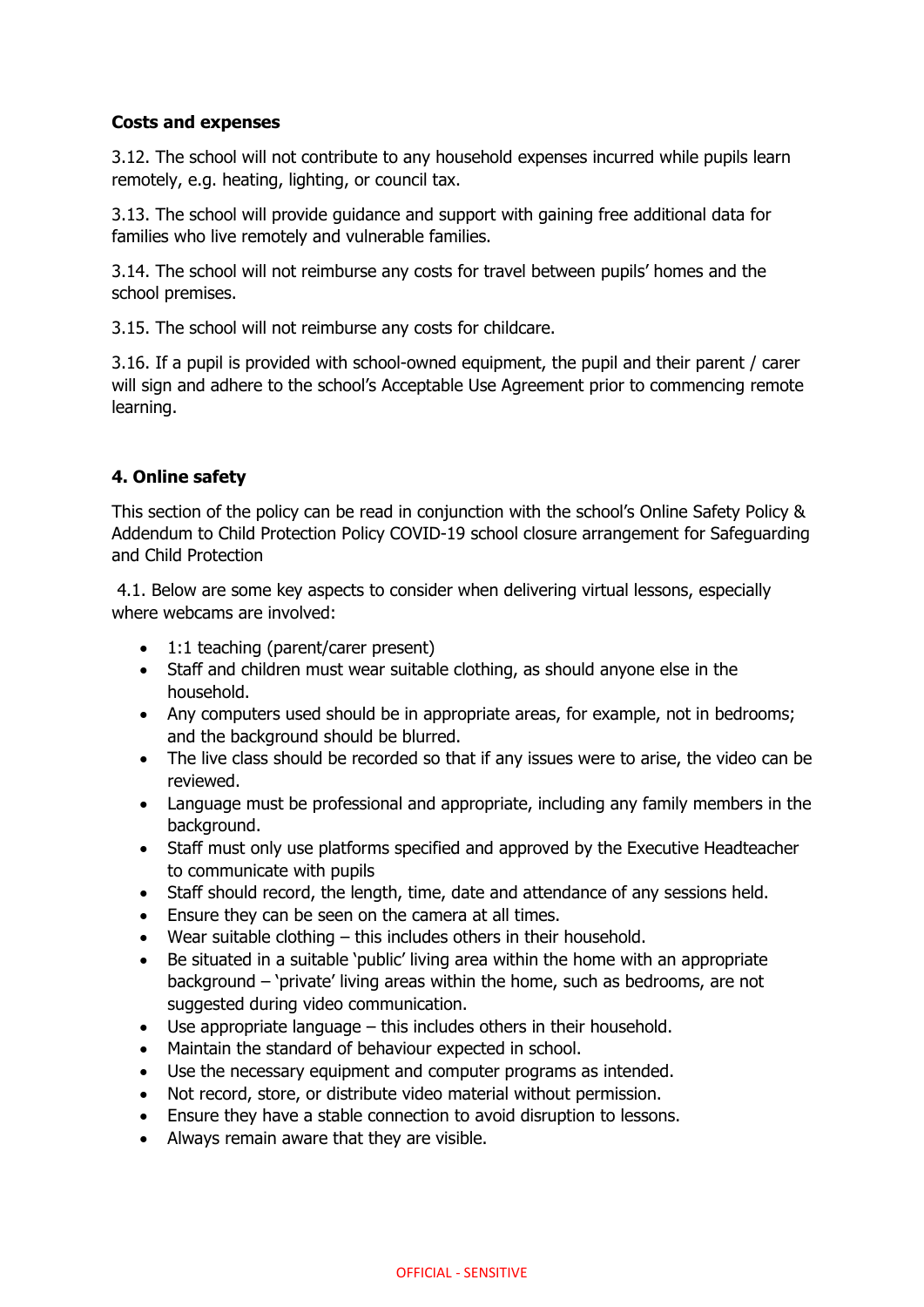**Costs and expenses**

3.12. The school will not contribute to any household expenses incurred while pupils learn remotely, e.g. heating, lighting, or council tax.

3.13. The school will provide guidance and support with gaining free additional data for families who live remotely and vulnerable families.

3.14. The school will not reimburse any costs for travel between pupils' homes and the school premises.

3.15. The school will not reimburse any costs for childcare.

3.16. If a pupil is provided with school-owned equipment, the pupil and their parent / carer will sign and adhere to the school's Acceptable Use Agreement prior to commencing remote learning.

**4. Online safety**

This section of the policy can be read in conjunction with the school's Online Safety Policy & Addendum to Child Protection Policy COVID-19 school closure arrangement for Safeguarding and Child Protection

4.1. Below are some key aspects to consider when delivering virtual lessons, especially where webcams are involved:

- 1:1 teaching (parent/carer present)
- Staff and children must wear suitable clothing, as should anyone else in the household.
- Any computers used should be in appropriate areas, for example, not in bedrooms; and the background should be blurred.
- The live class should be recorded so that if any issues were to arise, the video can be reviewed.
- Language must be professional and appropriate, including any family members in the background.
- Staff must only use platforms specified and approved by the Executive Headteacher to communicate with pupils
- Staff should record, the length, time, date and attendance of any sessions held.
- Ensure they can be seen on the camera at all times.
- Wear suitable clothing – this includes others in their household.
- Be situated in a suitable 'public' living area within the home with an appropriate background – 'private' living areas within the home, such as bedrooms, are not suggested during video communication.
- Use appropriate language – this includes others in their household.
- Maintain the standard of behaviour expected in school.
- Use the necessary equipment and computer programs as intended.
- Not record, store, or distribute video material without permission.
- Ensure they have a stable connection to avoid disruption to lessons.
- Always remain aware that they are visible.

OFFICIAL - SENSITIVE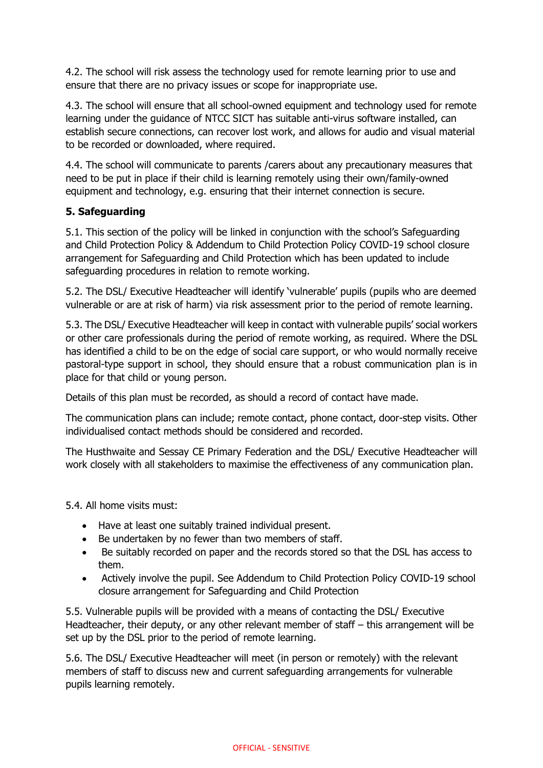4.2. The school will risk assess the technology used for remote learning prior to use and ensure that there are no privacy issues or scope for inappropriate use.

4.3. The school will ensure that all school-owned equipment and technology used for remote learning under the guidance of NTCC SICT has suitable anti-virus software installed, can establish secure connections, can recover lost work, and allows for audio and visual material to be recorded or downloaded, where required.

4.4. The school will communicate to parents /carers about any precautionary measures that need to be put in place if their child is learning remotely using their own/family-owned equipment and technology, e.g. ensuring that their internet connection is secure.

**5. Safeguarding**

5.1. This section of the policy will be linked in conjunction with the school's Safeguarding and Child Protection Policy & Addendum to Child Protection Policy COVID-19 school closure arrangement for Safeguarding and Child Protection which has been updated to include safeguarding procedures in relation to remote working.

5.2. The DSL/ Executive Headteacher will identify 'vulnerable' pupils (pupils who are deemed vulnerable or are at risk of harm) via risk assessment prior to the period of remote learning.

5.3. The DSL/ Executive Headteacher will keep in contact with vulnerable pupils' social workers or other care professionals during the period of remote working, as required. Where the DSL has identified a child to be on the edge of social care support, or who would normally receive pastoral-type support in school, they should ensure that a robust communication plan is in place for that child or young person.

Details of this plan must be recorded, as should a record of contact have made.

The communication plans can include; remote contact, phone contact, door-step visits. Other individualised contact methods should be considered and recorded.

The Husthwaite and Sessay CE Primary Federation and the DSL/ Executive Headteacher will work closely with all stakeholders to maximise the effectiveness of any communication plan.

5.4. All home visits must:

- Have at least one suitably trained individual present.
- Be undertaken by no fewer than two members of staff.
- Be suitably recorded on paper and the records stored so that the DSL has access to them.
- Actively involve the pupil. See Addendum to Child Protection Policy COVID-19 school closure arrangement for Safeguarding and Child Protection

5.5. Vulnerable pupils will be provided with a means of contacting the DSL/ Executive Headteacher, their deputy, or any other relevant member of staff – this arrangement will be set up by the DSL prior to the period of remote learning.

5.6. The DSL/ Executive Headteacher will meet (in person or remotely) with the relevant members of staff to discuss new and current safeguarding arrangements for vulnerable pupils learning remotely.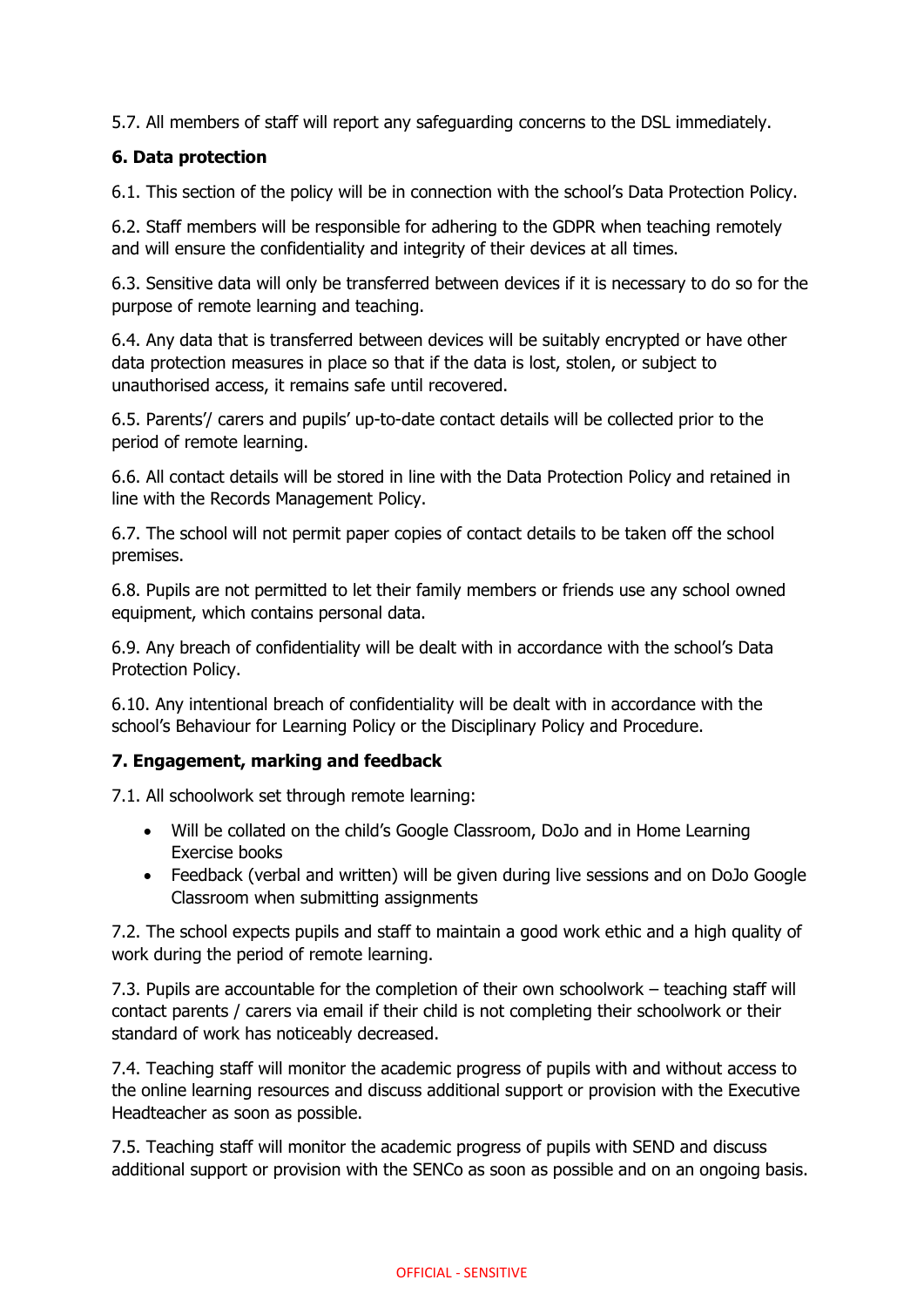5.7. All members of staff will report any safeguarding concerns to the DSL immediately.

**6. Data protection**

6.1. This section of the policy will be in connection with the school's Data Protection Policy.

6.2. Staff members will be responsible for adhering to the GDPR when teaching remotely and will ensure the confidentiality and integrity of their devices at all times.

6.3. Sensitive data will only be transferred between devices if it is necessary to do so for the purpose of remote learning and teaching.

6.4. Any data that is transferred between devices will be suitably encrypted or have other data protection measures in place so that if the data is lost, stolen, or subject to unauthorised access, it remains safe until recovered.

6.5. Parents'/ carers and pupils' up-to-date contact details will be collected prior to the period of remote learning.

6.6. All contact details will be stored in line with the Data Protection Policy and retained in line with the Records Management Policy.

6.7. The school will not permit paper copies of contact details to be taken off the school premises.

6.8. Pupils are not permitted to let their family members or friends use any school owned equipment, which contains personal data.

6.9. Any breach of confidentiality will be dealt with in accordance with the school's Data Protection Policy.

6.10. Any intentional breach of confidentiality will be dealt with in accordance with the school's Behaviour for Learning Policy or the Disciplinary Policy and Procedure.

**7. Engagement, marking and feedback**

7.1. All schoolwork set through remote learning:

- Will be collated on the child's Google Classroom, DoJo and in Home Learning Exercise books
- Feedback (verbal and written) will be given during live sessions and on DoJo Google Classroom when submitting assignments

7.2. The school expects pupils and staff to maintain a good work ethic and a high quality of work during the period of remote learning.

7.3. Pupils are accountable for the completion of their own schoolwork – teaching staff will contact parents / carers via email if their child is not completing their schoolwork or their standard of work has noticeably decreased.

7.4. Teaching staff will monitor the academic progress of pupils with and without access to the online learning resources and discuss additional support or provision with the Executive Headteacher as soon as possible.

7.5. Teaching staff will monitor the academic progress of pupils with SEND and discuss additional support or provision with the SENCo as soon as possible and on an ongoing basis.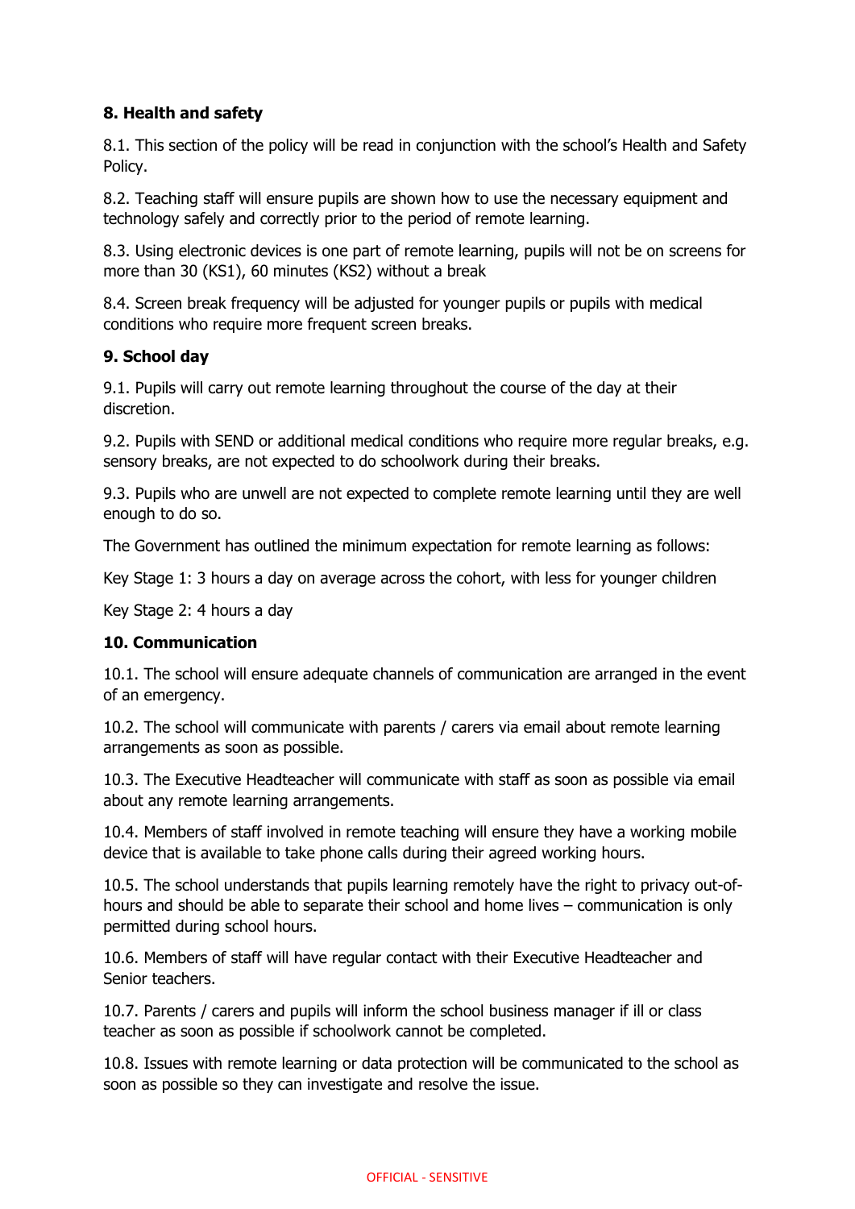## 8. Health and safety

8.1. This section of the policy will be read in conjunction with the school's Health and Safety Policy.

8.2. Teaching staff will ensure pupils are shown how to use the necessary equipment and technology safely and correctly prior to the period of remote learning.

8.3. Using electronic devices is one part of remote learning, pupils will not be on screens for more than 30 (KS1), 60 minutes (KS2) without a break

8.4. Screen break frequency will be adjusted for younger pupils or pupils with medical conditions who require more frequent screen breaks.

## 9. School day

9.1. Pupils will carry out remote learning throughout the course of the day at their discretion.

9.2. Pupils with SEND or additional medical conditions who require more regular breaks, e.g. sensory breaks, are not expected to do schoolwork during their breaks.

9.3. Pupils who are unwell are not expected to complete remote learning until they are well enough to do so.

The Government has outlined the minimum expectation for remote learning as follows:

Key Stage 1: 3 hours a day on average across the cohort, with less for younger children

Key Stage 2: 4 hours a day

## 10. Communication

10.1. The school will ensure adequate channels of communication are arranged in the event of an emergency.

10.2. The school will communicate with parents / carers via email about remote learning arrangements as soon as possible.

10.3. The Executive Headteacher will communicate with staff as soon as possible via email about any remote learning arrangements.

10.4. Members of staff involved in remote teaching will ensure they have a working mobile device that is available to take phone calls during their agreed working hours.

10.5. The school understands that pupils learning remotely have the right to privacy out-of-hours and should be able to separate their school and home lives – communication is only permitted during school hours.

10.6. Members of staff will have regular contact with their Executive Headteacher and Senior teachers.

10.7. Parents / carers and pupils will inform the school business manager if ill or class teacher as soon as possible if schoolwork cannot be completed.

10.8. Issues with remote learning or data protection will be communicated to the school as soon as possible so they can investigate and resolve the issue.

OFFICIAL - SENSITIVE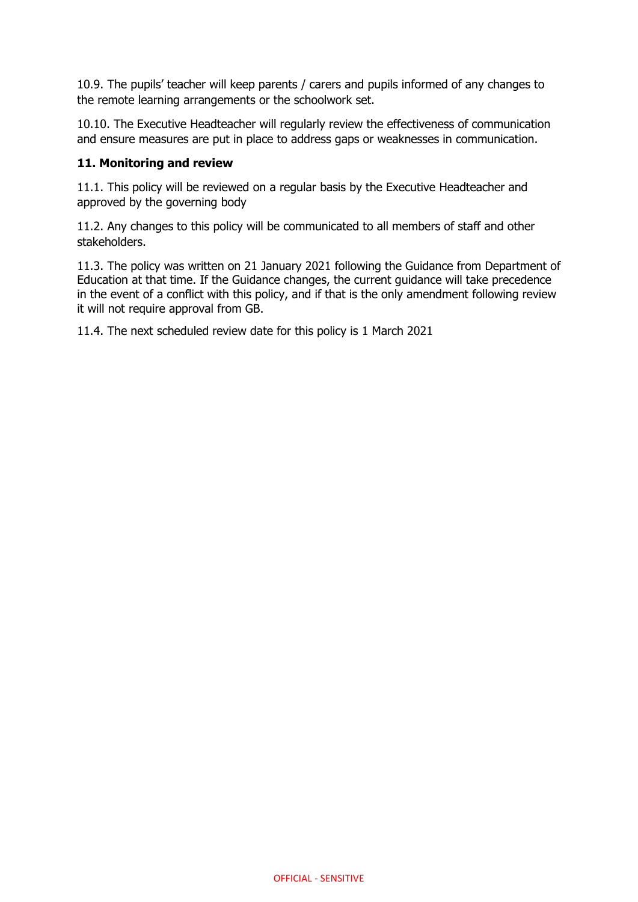10.9. The pupils' teacher will keep parents / carers and pupils informed of any changes to the remote learning arrangements or the schoolwork set.

10.10. The Executive Headteacher will regularly review the effectiveness of communication and ensure measures are put in place to address gaps or weaknesses in communication.

## 11. Monitoring and review

11.1. This policy will be reviewed on a regular basis by the Executive Headteacher and approved by the governing body

11.2. Any changes to this policy will be communicated to all members of staff and other stakeholders.

11.3. The policy was written on 21 January 2021 following the Guidance from Department of Education at that time. If the Guidance changes, the current guidance will take precedence in the event of a conflict with this policy, and if that is the only amendment following review it will not require approval from GB.

11.4. The next scheduled review date for this policy is 1 March 2021

OFFICIAL - SENSITIVE